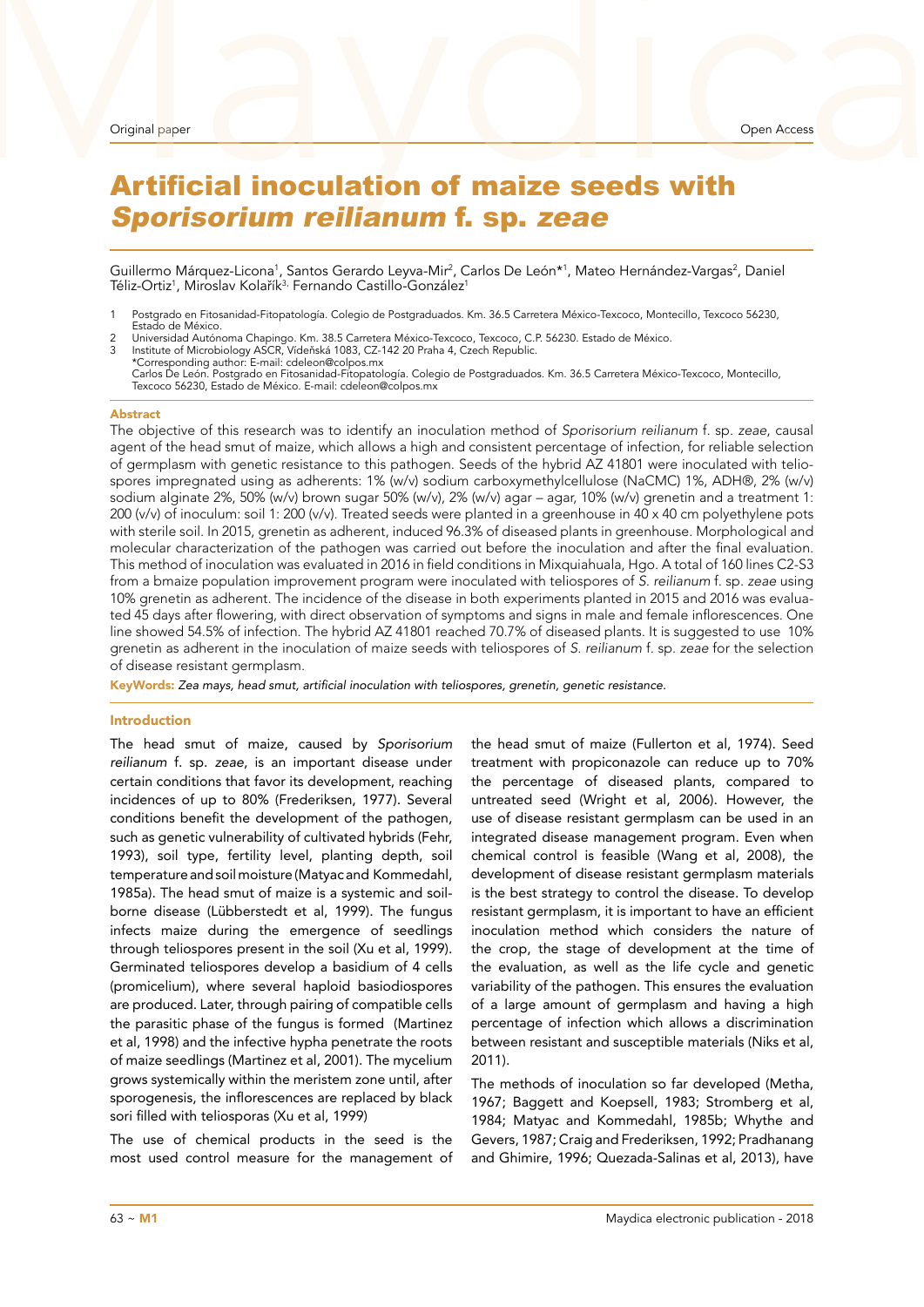Original paper

Open Access

# Artificial inoculation of maize seeds with *Sporisorium reilianum* f. sp. *zeae*

Guillermo Márquez-Licona[1], Santos Gerardo Leyva-Mir[2], Carlos De León*[1], Mateo Hernández-Vargas[2], Daniel Téliz-Ortiz[1], Miroslav Kolařík[3], Fernando Castillo-González[1]

1 Postgrado en Fitosanidad-Fitopatología. Colegio de Postgraduados. Km. 36.5 Carretera México-Texcoco, Montecillo, Texcoco 56230, Estado de México.
2 Universidad Autónoma Chapingo. Km. 38.5 Carretera México-Texcoco, Texcoco, C.P. 56230. Estado de México.
3 Institute of Microbiology ASCR, Vídeňská 1083, CZ-142 20 Praha 4, Czech Republic.
*Corresponding author: E-mail: cdeleon@colpos.mx
Carlos De León. Postgrado en Fitosanidad-Fitopatología. Colegio de Postgraduados. Km. 36.5 Carretera México-Texcoco, Montecillo, Texcoco 56230, Estado de México. E-mail: cdeleon@colpos.mx

## Abstract

The objective of this research was to identify an inoculation method of *Sporisorium reilianum* f. sp. *zeae*, causal agent of the head smut of maize, which allows a high and consistent percentage of infection, for reliable selection of germplasm with genetic resistance to this pathogen. Seeds of the hybrid AZ 41801 were inoculated with teliospores impregnated using as adherents: 1% (w/v) sodium carboxymethylcellulose (NaCMC) 1%, ADH®, 2% (w/v) sodium alginate 2%, 50% (w/v) brown sugar 50% (w/v), 2% (w/v) agar – agar, 10% (w/v) grenetin and a treatment 1: 200 (v/v) of inoculum: soil 1: 200 (v/v). Treated seeds were planted in a greenhouse in 40 x 40 cm polyethylene pots with sterile soil. In 2015, grenetin as adherent, induced 96.3% of diseased plants in greenhouse. Morphological and molecular characterization of the pathogen was carried out before the inoculation and after the final evaluation. This method of inoculation was evaluated in 2016 in field conditions in Mixquiahuala, Hgo. A total of 160 lines C2-S3 from a bmaize population improvement program were inoculated with teliospores of *S. reilianum* f. sp. *zeae* using 10% grenetin as adherent. The incidence of the disease in both experiments planted in 2015 and 2016 was evaluated 45 days after flowering, with direct observation of symptoms and signs in male and female inflorescences. One line showed 54.5% of infection. The hybrid AZ 41801 reached 70.7% of diseased plants. It is suggested to use 10% grenetin as adherent in the inoculation of maize seeds with teliospores of *S. reilianum* f. sp. *zeae* for the selection of disease resistant germplasm.

**KeyWords:** *Zea mays, head smut, artificial inoculation with teliospores, grenetin, genetic resistance.*

## Introduction

The head smut of maize, caused by *Sporisorium reilianum* f. sp. *zeae*, is an important disease under certain conditions that favor its development, reaching incidences of up to 80% (Frederiksen, 1977). Several conditions benefit the development of the pathogen, such as genetic vulnerability of cultivated hybrids (Fehr, 1993), soil type, fertility level, planting depth, soil temperature and soil moisture (Matyac and Kommedahl, 1985a). The head smut of maize is a systemic and soil-borne disease (Lübberstedt et al, 1999). The fungus infects maize during the emergence of seedlings through teliospores present in the soil (Xu et al, 1999). Germinated teliospores develop a basidium of 4 cells (promicelium), where several haploid basiodiospores are produced. Later, through pairing of compatible cells the parasitic phase of the fungus is formed (Martinez et al, 1998) and the infective hypha penetrate the roots of maize seedlings (Martinez et al, 2001). The mycelium grows systemically within the meristem zone until, after sporogenesis, the inflorescences are replaced by black sori filled with teliosporas (Xu et al, 1999)

The use of chemical products in the seed is the most used control measure for the management of the head smut of maize (Fullerton et al, 1974). Seed treatment with propiconazole can reduce up to 70% the percentage of diseased plants, compared to untreated seed (Wright et al, 2006). However, the use of disease resistant germplasm can be used in an integrated disease management program. Even when chemical control is feasible (Wang et al, 2008), the development of disease resistant germplasm materials is the best strategy to control the disease. To develop resistant germplasm, it is important to have an efficient inoculation method which considers the nature of the crop, the stage of development at the time of the evaluation, as well as the life cycle and genetic variability of the pathogen. This ensures the evaluation of a large amount of germplasm and having a high percentage of infection which allows a discrimination between resistant and susceptible materials (Niks et al, 2011).

The methods of inoculation so far developed (Metha, 1967; Baggett and Koepsell, 1983; Stromberg et al, 1984; Matyac and Kommedahl, 1985b; Whythe and Gevers, 1987; Craig and Frederiksen, 1992; Pradhanang and Ghimire, 1996; Quezada-Salinas et al, 2013), have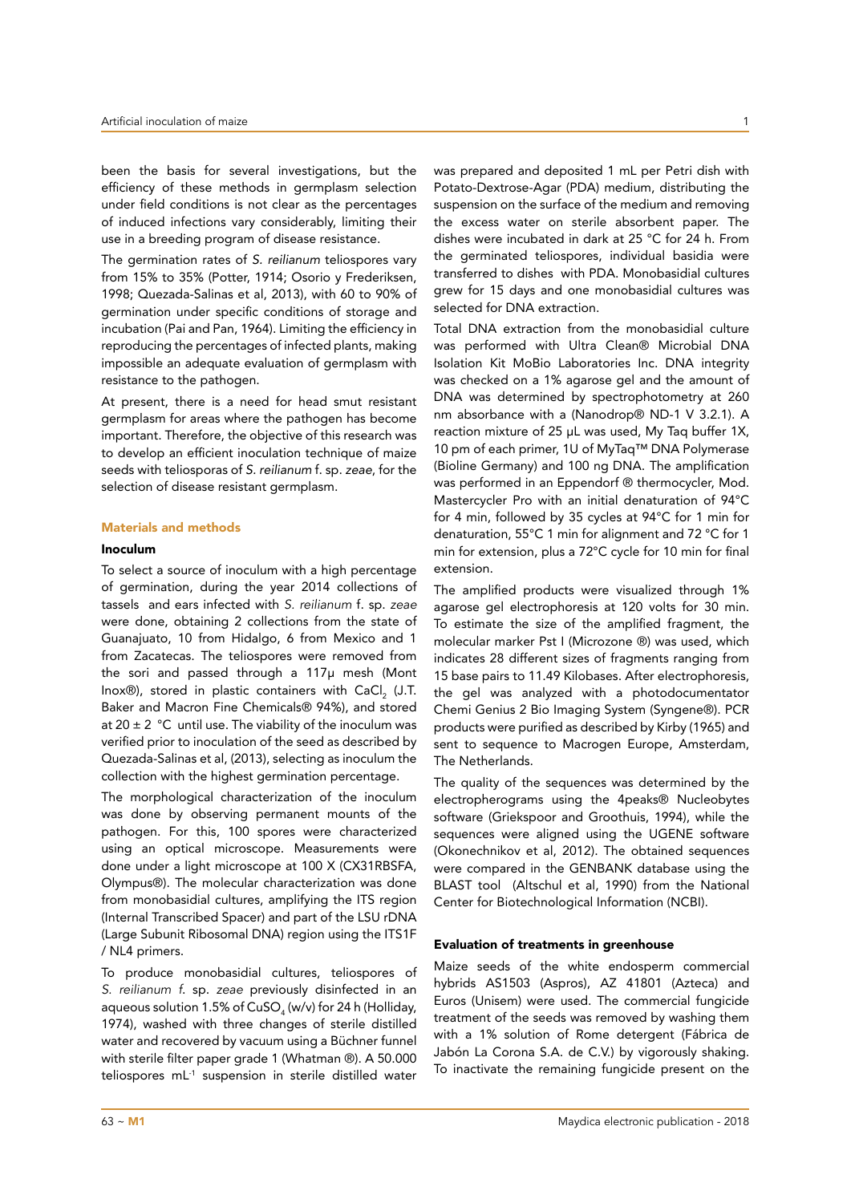been the basis for several investigations, but the efficiency of these methods in germplasm selection under field conditions is not clear as the percentages of induced infections vary considerably, limiting their use in a breeding program of disease resistance.

The germination rates of *S. reilianum* teliospores vary from 15% to 35% (Potter, 1914; Osorio y Frederiksen, 1998; Quezada-Salinas et al, 2013), with 60 to 90% of germination under specific conditions of storage and incubation (Pai and Pan, 1964). Limiting the efficiency in reproducing the percentages of infected plants, making impossible an adequate evaluation of germplasm with resistance to the pathogen.

At present, there is a need for head smut resistant germplasm for areas where the pathogen has become important. Therefore, the objective of this research was to develop an efficient inoculation technique of maize seeds with teliosporas of *S. reilianum* f. sp. *zeae*, for the selection of disease resistant germplasm.

## Materials and methods

### Inoculum

To select a source of inoculum with a high percentage of germination, during the year 2014 collections of tassels and ears infected with *S. reilianum* f. sp. *zeae* were done, obtaining 2 collections from the state of Guanajuato, 10 from Hidalgo, 6 from Mexico and 1 from Zacatecas. The teliospores were removed from the sori and passed through a 117µ mesh (Mont Inox®), stored in plastic containers with $CaCl_2$ (J.T. Baker and Macron Fine Chemicals® 94%), and stored at 20 ± 2 °C until use. The viability of the inoculum was verified prior to inoculation of the seed as described by Quezada-Salinas et al, (2013), selecting as inoculum the collection with the highest germination percentage.

The morphological characterization of the inoculum was done by observing permanent mounts of the pathogen. For this, 100 spores were characterized using an optical microscope. Measurements were done under a light microscope at 100 X (CX31RBSFA, Olympus®). The molecular characterization was done from monobasidial cultures, amplifying the ITS region (Internal Transcribed Spacer) and part of the LSU rDNA (Large Subunit Ribosomal DNA) region using the ITS1F / NL4 primers.

To produce monobasidial cultures, teliospores of *S. reilianum f.* sp. *zeae* previously disinfected in an aqueous solution 1.5% of $CuSO_4$ (w/v) for 24 h (Holliday, 1974), washed with three changes of sterile distilled water and recovered by vacuum using a Büchner funnel with sterile filter paper grade 1 (Whatman ®). A 50.000 teliospores mL$^{-1}$ suspension in sterile distilled water was prepared and deposited 1 mL per Petri dish with Potato-Dextrose-Agar (PDA) medium, distributing the suspension on the surface of the medium and removing the excess water on sterile absorbent paper. The dishes were incubated in dark at 25 °C for 24 h. From the germinated teliospores, individual basidia were transferred to dishes with PDA. Monobasidial cultures grew for 15 days and one monobasidial cultures was selected for DNA extraction.

Total DNA extraction from the monobasidial culture was performed with Ultra Clean® Microbial DNA Isolation Kit MoBio Laboratories Inc. DNA integrity was checked on a 1% agarose gel and the amount of DNA was determined by spectrophotometry at 260 nm absorbance with a (Nanodrop® ND-1 V 3.2.1). A reaction mixture of 25 µL was used, My Taq buffer 1X, 10 pm of each primer, 1U of MyTaq™ DNA Polymerase (Bioline Germany) and 100 ng DNA. The amplification was performed in an Eppendorf ® thermocycler, Mod. Mastercycler Pro with an initial denaturation of 94°C for 4 min, followed by 35 cycles at 94°C for 1 min for denaturation, 55°C 1 min for alignment and 72 °C for 1 min for extension, plus a 72°C cycle for 10 min for final extension.

The amplified products were visualized through 1% agarose gel electrophoresis at 120 volts for 30 min. To estimate the size of the amplified fragment, the molecular marker Pst I (Microzone ®) was used, which indicates 28 different sizes of fragments ranging from 15 base pairs to 11.49 Kilobases. After electrophoresis, the gel was analyzed with a photodocumentator Chemi Genius 2 Bio Imaging System (Syngene®). PCR products were purified as described by Kirby (1965) and sent to sequence to Macrogen Europe, Amsterdam, The Netherlands.

The quality of the sequences was determined by the electropherograms using the 4peaks® Nucleobytes software (Griekspoor and Groothuis, 1994), while the sequences were aligned using the UGENE software (Okonechnikov et al, 2012). The obtained sequences were compared in the GENBANK database using the BLAST tool (Altschul et al, 1990) from the National Center for Biotechnological Information (NCBI).

### Evaluation of treatments in greenhouse

Maize seeds of the white endosperm commercial hybrids AS1503 (Aspros), AZ 41801 (Azteca) and Euros (Unisem) were used. The commercial fungicide treatment of the seeds was removed by washing them with a 1% solution of Rome detergent (Fábrica de Jabón La Corona S.A. de C.V.) by vigorously shaking. To inactivate the remaining fungicide present on the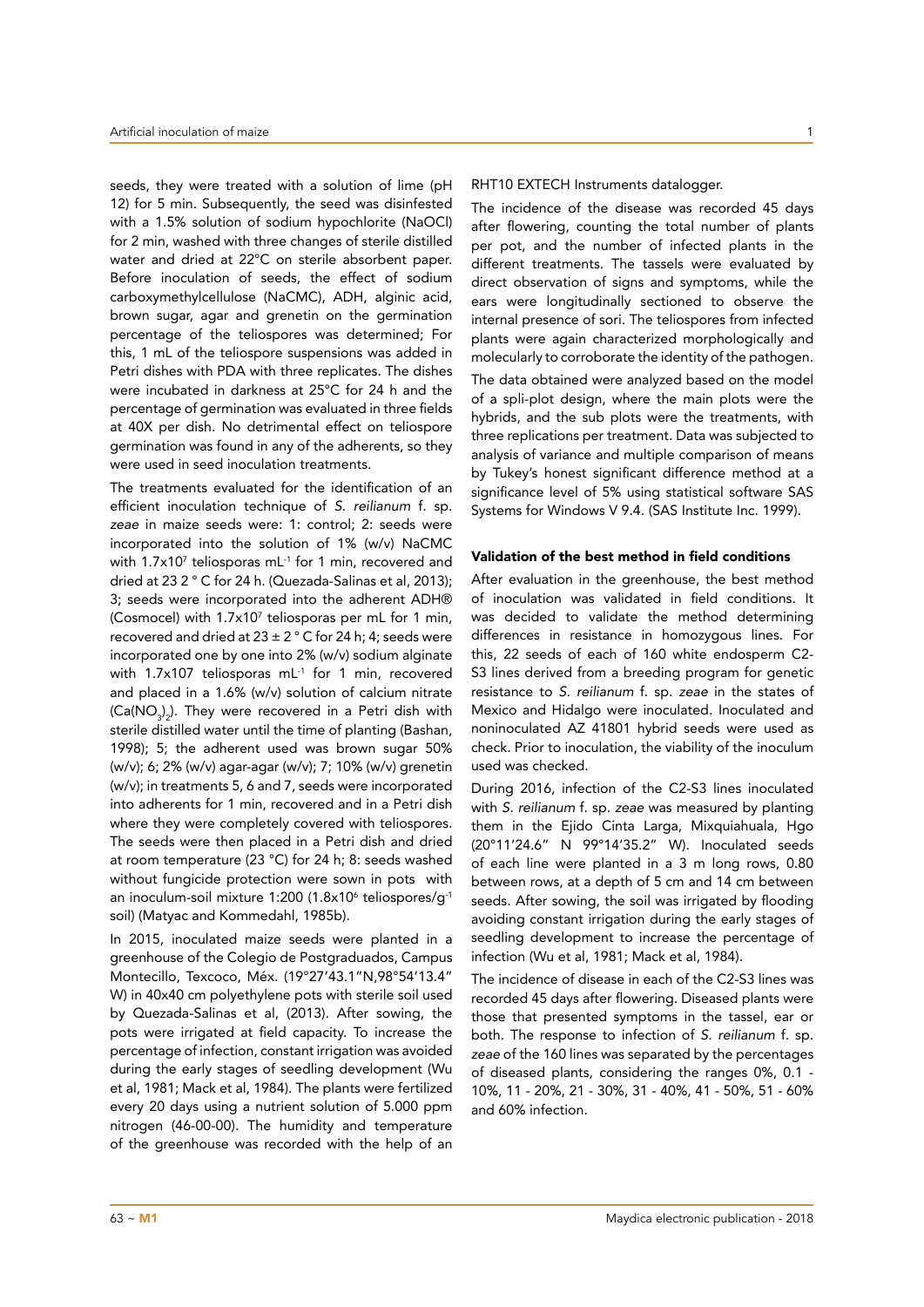seeds, they were treated with a solution of lime (pH 12) for 5 min. Subsequently, the seed was disinfested with a 1.5% solution of sodium hypochlorite (NaOCl) for 2 min, washed with three changes of sterile distilled water and dried at 22°C on sterile absorbent paper. Before inoculation of seeds, the effect of sodium carboxymethylcellulose (NaCMC), ADH, alginic acid, brown sugar, agar and grenetin on the germination percentage of the teliospores was determined; For this, 1 mL of the teliospore suspensions was added in Petri dishes with PDA with three replicates. The dishes were incubated in darkness at 25°C for 24 h and the percentage of germination was evaluated in three fields at 40X per dish. No detrimental effect on teliospore germination was found in any of the adherents, so they were used in seed inoculation treatments.

The treatments evaluated for the identification of an efficient inoculation technique of *S. reilianum* f. sp. *zeae* in maize seeds were: 1: control; 2: seeds were incorporated into the solution of 1% (w/v) NaCMC with $1.7 \times 10^7$ teliosporas mL$^{-1}$ for 1 min, recovered and dried at 23 2 ° C for 24 h. (Quezada-Salinas et al, 2013); 3; seeds were incorporated into the adherent ADH® (Cosmocel) with $1.7 \times 10^7$ teliosporas per mL for 1 min, recovered and dried at 23 ± 2 ° C for 24 h; 4; seeds were incorporated one by one into 2% (w/v) sodium alginate with 1.7x107 teliosporas mL$^{-1}$ for 1 min, recovered and placed in a 1.6% (w/v) solution of calcium nitrate ($Ca(NO_3)_2$). They were recovered in a Petri dish with sterile distilled water until the time of planting (Bashan, 1998); 5; the adherent used was brown sugar 50% (w/v); 6; 2% (w/v) agar-agar (w/v); 7; 10% (w/v) grenetin (w/v); in treatments 5, 6 and 7, seeds were incorporated into adherents for 1 min, recovered and in a Petri dish where they were completely covered with teliospores. The seeds were then placed in a Petri dish and dried at room temperature (23 °C) for 24 h; 8: seeds washed without fungicide protection were sown in pots with an inoculum-soil mixture 1:200 ($1.8 \times 10^6$ teliospores/g$^{-1}$ soil) (Matyac and Kommedahl, 1985b).

In 2015, inoculated maize seeds were planted in a greenhouse of the Colegio de Postgraduados, Campus Montecillo, Texcoco, Méx. (19°27'43.1"N,98°54'13.4" W) in 40x40 cm polyethylene pots with sterile soil used by Quezada-Salinas et al, (2013). After sowing, the pots were irrigated at field capacity. To increase the percentage of infection, constant irrigation was avoided during the early stages of seedling development (Wu et al, 1981; Mack et al, 1984). The plants were fertilized every 20 days using a nutrient solution of 5.000 ppm nitrogen (46-00-00). The humidity and temperature of the greenhouse was recorded with the help of an RHT10 EXTECH Instruments datalogger.

The incidence of the disease was recorded 45 days after flowering, counting the total number of plants per pot, and the number of infected plants in the different treatments. The tassels were evaluated by direct observation of signs and symptoms, while the ears were longitudinally sectioned to observe the internal presence of sori. The teliospores from infected plants were again characterized morphologically and molecularly to corroborate the identity of the pathogen.

The data obtained were analyzed based on the model of a spli-plot design, where the main plots were the hybrids, and the sub plots were the treatments, with three replications per treatment. Data was subjected to analysis of variance and multiple comparison of means by Tukey's honest significant difference method at a significance level of 5% using statistical software SAS Systems for Windows V 9.4. (SAS Institute Inc. 1999).

### Validation of the best method in field conditions

After evaluation in the greenhouse, the best method of inoculation was validated in field conditions. It was decided to validate the method determining differences in resistance in homozygous lines. For this, 22 seeds of each of 160 white endosperm C2-S3 lines derived from a breeding program for genetic resistance to *S. reilianum* f. sp. *zeae* in the states of Mexico and Hidalgo were inoculated. Inoculated and noninoculated AZ 41801 hybrid seeds were used as check. Prior to inoculation, the viability of the inoculum used was checked.

During 2016, infection of the C2-S3 lines inoculated with *S. reilianum* f. sp. *zeae* was measured by planting them in the Ejido Cinta Larga, Mixquiahuala, Hgo (20°11'24.6" N 99°14'35.2" W). Inoculated seeds of each line were planted in a 3 m long rows, 0.80 between rows, at a depth of 5 cm and 14 cm between seeds. After sowing, the soil was irrigated by flooding avoiding constant irrigation during the early stages of seedling development to increase the percentage of infection (Wu et al, 1981; Mack et al, 1984).

The incidence of disease in each of the C2-S3 lines was recorded 45 days after flowering. Diseased plants were those that presented symptoms in the tassel, ear or both. The response to infection of *S. reilianum* f. sp. *zeae* of the 160 lines was separated by the percentages of diseased plants, considering the ranges 0%, 0.1 - 10%, 11 - 20%, 21 - 30%, 31 - 40%, 41 - 50%, 51 - 60% and 60% infection.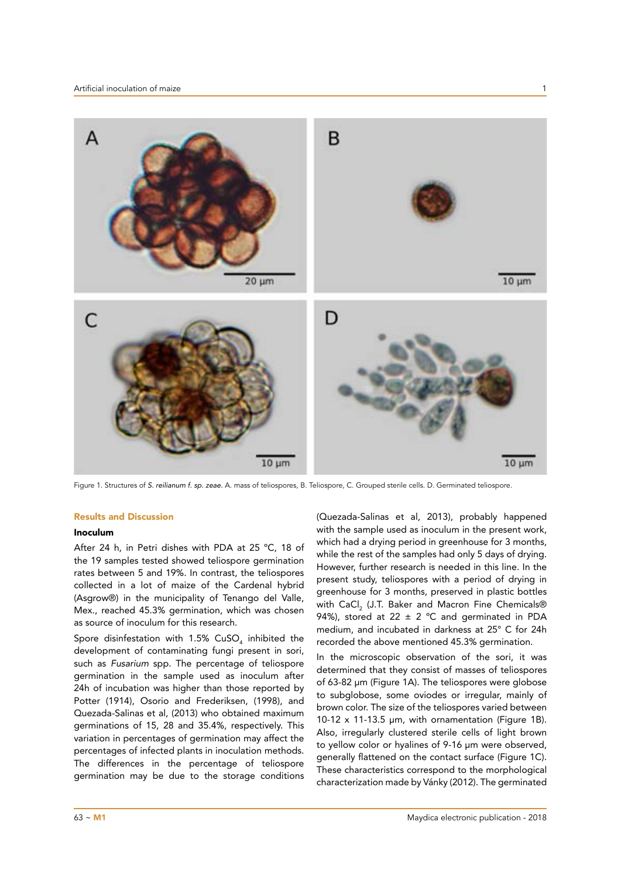Figure 1. Structures of *S. reilianum f. sp. zeae*. A. mass of teliospores, B. Teliospore, C. Grouped sterile cells. D. Germinated teliospore.

## Results and Discussion

### Inoculum

After 24 h, in Petri dishes with PDA at 25 °C, 18 of the 19 samples tested showed teliospore germination rates between 5 and 19%. In contrast, the teliospores collected in a lot of maize of the Cardenal hybrid (Asgrow®) in the municipality of Tenango del Valle, Mex., reached 45.3% germination, which was chosen as source of inoculum for this research.

Spore disinfestation with 1.5% $CuSO_4$ inhibited the development of contaminating fungi present in sori, such as *Fusarium* spp. The percentage of teliospore germination in the sample used as inoculum after 24h of incubation was higher than those reported by Potter (1914), Osorio and Frederiksen, (1998), and Quezada-Salinas et al, (2013) who obtained maximum germinations of 15, 28 and 35.4%, respectively. This variation in percentages of germination may affect the percentages of infected plants in inoculation methods. The differences in the percentage of teliospore germination may be due to the storage conditions (Quezada-Salinas et al, 2013), probably happened with the sample used as inoculum in the present work, which had a drying period in greenhouse for 3 months, while the rest of the samples had only 5 days of drying. However, further research is needed in this line. In the present study, teliospores with a period of drying in greenhouse for 3 months, preserved in plastic bottles with $CaCl_2$ (J.T. Baker and Macron Fine Chemicals® 94%), stored at 22 ± 2 °C and germinated in PDA medium, and incubated in darkness at 25° C for 24h recorded the above mentioned 45.3% germination.

In the microscopic observation of the sori, it was determined that they consist of masses of teliospores of 63-82 µm (Figure 1A). The teliospores were globose to subglobose, some oviodes or irregular, mainly of brown color. The size of the teliospores varied between 10-12 x 11-13.5 µm, with ornamentation (Figure 1B). Also, irregularly clustered sterile cells of light brown to yellow color or hyalines of 9-16 µm were observed, generally flattened on the contact surface (Figure 1C). These characteristics correspond to the morphological characterization made by Vánky (2012). The germinated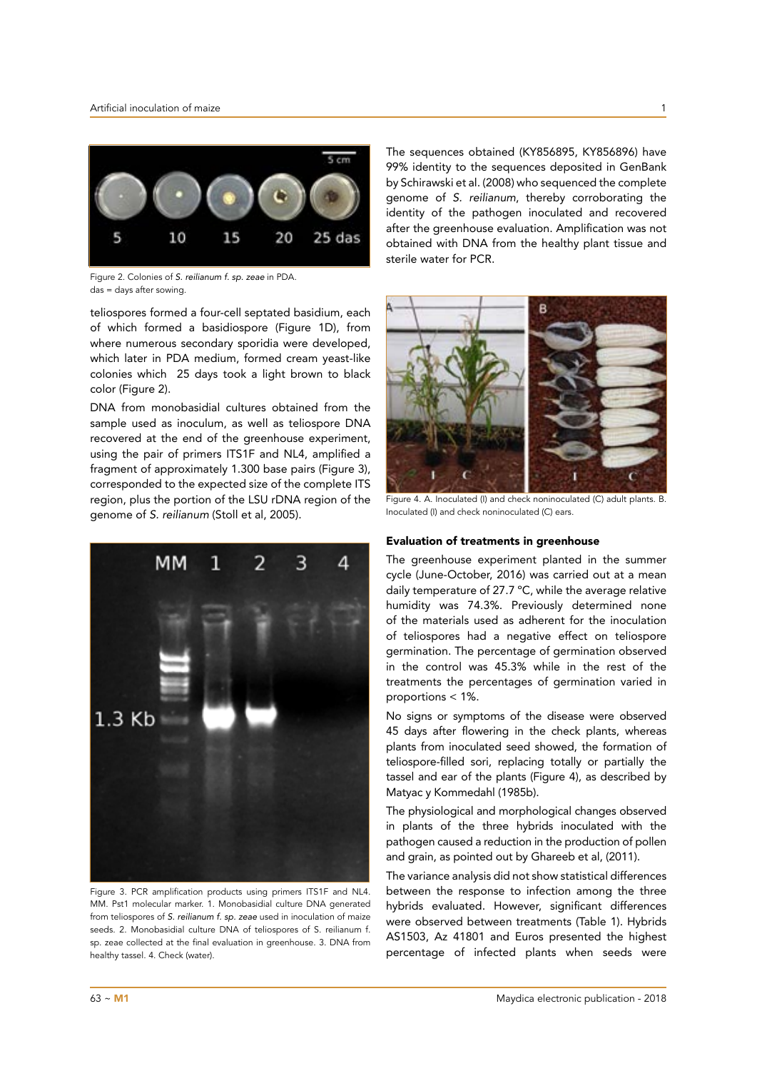Figure 2. Colonies of *S. reilianum f. sp. zeae* in PDA.
das = days after sowing.

teliospores formed a four-cell septated basidium, each of which formed a basidiospore (Figure 1D), from where numerous secondary sporidia were developed, which later in PDA medium, formed cream yeast-like colonies which 25 days took a light brown to black color (Figure 2).

DNA from monobasidial cultures obtained from the sample used as inoculum, as well as teliospore DNA recovered at the end of the greenhouse experiment, using the pair of primers ITS1F and NL4, amplified a fragment of approximately 1.300 base pairs (Figure 3), corresponded to the expected size of the complete ITS region, plus the portion of the LSU rDNA region of the genome of *S. reilianum* (Stoll et al, 2005).

Figure 3. PCR amplification products using primers ITS1F and NL4. MM. Pst1 molecular marker. 1. Monobasidial culture DNA generated from teliospores of *S. reilianum f. sp. zeae* used in inoculation of maize seeds. 2. Monobasidial culture DNA of teliospores of S. reilianum f. sp. zeae collected at the final evaluation in greenhouse. 3. DNA from healthy tassel. 4. Check (water).

The sequences obtained (KY856895, KY856896) have 99% identity to the sequences deposited in GenBank by Schirawski et al. (2008) who sequenced the complete genome of *S. reilianum*, thereby corroborating the identity of the pathogen inoculated and recovered after the greenhouse evaluation. Amplification was not obtained with DNA from the healthy plant tissue and sterile water for PCR.

Figure 4. A. Inoculated (I) and check noninoculated (C) adult plants. B. Inoculated (I) and check noninoculated (C) ears.

**Evaluation of treatments in greenhouse**

The greenhouse experiment planted in the summer cycle (June-October, 2016) was carried out at a mean daily temperature of 27.7 °C, while the average relative humidity was 74.3%. Previously determined none of the materials used as adherent for the inoculation of teliospores had a negative effect on teliospore germination. The percentage of germination observed in the control was 45.3% while in the rest of the treatments the percentages of germination varied in proportions < 1%.

No signs or symptoms of the disease were observed 45 days after flowering in the check plants, whereas plants from inoculated seed showed, the formation of teliospore-filled sori, replacing totally or partially the tassel and ear of the plants (Figure 4), as described by Matyac y Kommedahl (1985b).

The physiological and morphological changes observed in plants of the three hybrids inoculated with the pathogen caused a reduction in the production of pollen and grain, as pointed out by Ghareeb et al, (2011).

The variance analysis did not show statistical differences between the response to infection among the three hybrids evaluated. However, significant differences were observed between treatments (Table 1). Hybrids AS1503, Az 41801 and Euros presented the highest percentage of infected plants when seeds were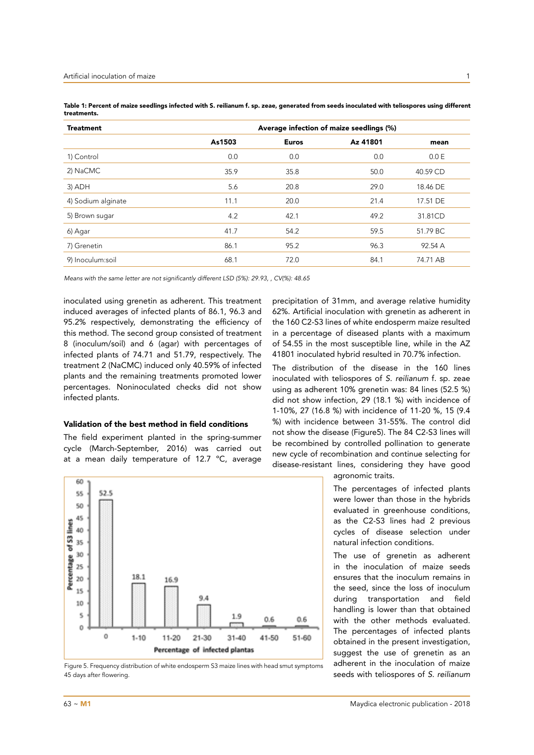**Table 1: Percent of maize seedlings infected with S. reilianum f. sp. zeae, generated from seeds inoculated with teliospores using different treatments.**

| Treatment | Average infection of maize seedlings (%) | | | |
|---|---|---|---|---|
| | As1503 | Euros | Az 41801 | mean |
| 1) Control | 0.0 | 0.0 | 0.0 | 0.0 E |
| 2) NaCMC | 35.9 | 35.8 | 50.0 | 40.59 CD |
| 3) ADH | 5.6 | 20.8 | 29.0 | 18.46 DE |
| 4) Sodium alginate | 11.1 | 20.0 | 21.4 | 17.51 DE |
| 5) Brown sugar | 4.2 | 42.1 | 49.2 | 31.81CD |
| 6) Agar | 41.7 | 54.2 | 59.5 | 51.79 BC |
| 7) Grenetin | 86.1 | 95.2 | 96.3 | 92.54 A |
| 9) Inoculum:soil | 68.1 | 72.0 | 84.1 | 74.71 AB |

*Means with the same letter are not significantly different LSD (5%): 29.93, , CV(%): 48.65*

inoculated using grenetin as adherent. This treatment induced averages of infected plants of 86.1, 96.3 and 95.2% respectively, demonstrating the efficiency of this method. The second group consisted of treatment 8 (inoculum/soil) and 6 (agar) with percentages of infected plants of 74.71 and 51.79, respectively. The treatment 2 (NaCMC) induced only 40.59% of infected plants and the remaining treatments promoted lower percentages. Noninoculated checks did not show infected plants.

### Validation of the best method in field conditions

The field experiment planted in the spring-summer cycle (March-September, 2016) was carried out at a mean daily temperature of 12.7 °C, average precipitation of 31mm, and average relative humidity 62%. Artificial inoculation with grenetin as adherent in the 160 C2-S3 lines of white endosperm maize resulted in a percentage of diseased plants with a maximum of 54.55 in the most susceptible line, while in the AZ 41801 inoculated hybrid resulted in 70.7% infection.

The distribution of the disease in the 160 lines inoculated with teliospores of *S. reilianum* f. sp. zeae using as adherent 10% grenetin was: 84 lines (52.5 %) did not show infection, 29 (18.1 %) with incidence of 1-10%, 27 (16.8 %) with incidence of 11-20 %, 15 (9.4 %) with incidence between 31-55%. The control did not show the disease (Figure5). The 84 C2-S3 lines will be recombined by controlled pollination to generate new cycle of recombination and continue selecting for disease-resistant lines, considering they have good agronomic traits.

Figure 5. Frequency distribution of white endosperm S3 maize lines with head smut symptoms 45 days after flowering.

The percentages of infected plants were lower than those in the hybrids evaluated in greenhouse conditions, as the C2-S3 lines had 2 previous cycles of disease selection under natural infection conditions.

The use of grenetin as adherent in the inoculation of maize seeds ensures that the inoculum remains in the seed, since the loss of inoculum during transportation and field handling is lower than that obtained with the other methods evaluated. The percentages of infected plants obtained in the present investigation, suggest the use of grenetin as an adherent in the inoculation of maize seeds with teliospores of *S. reilianum*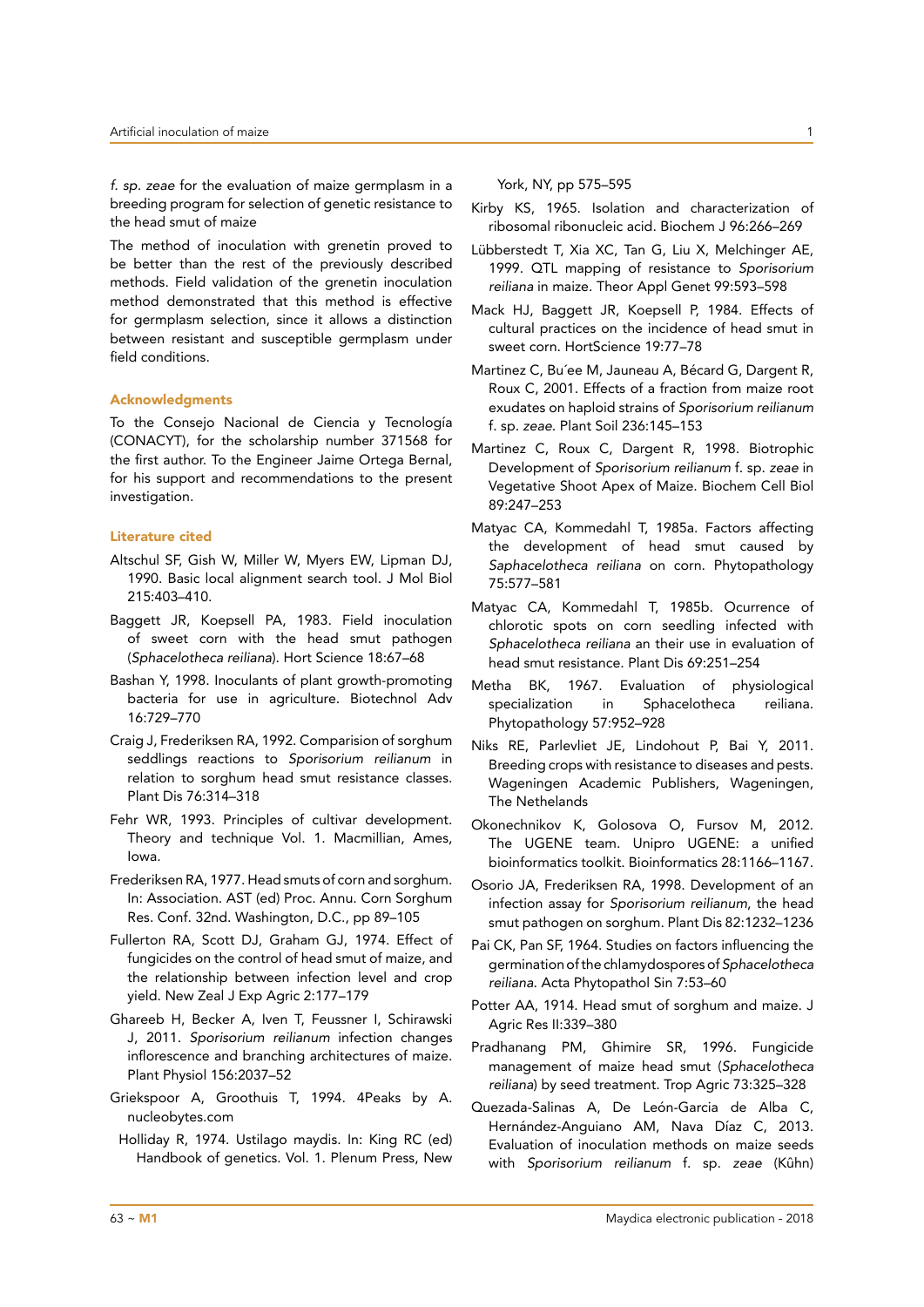*f. sp. zeae* for the evaluation of maize germplasm in a breeding program for selection of genetic resistance to the head smut of maize

The method of inoculation with grenetin proved to be better than the rest of the previously described methods. Field validation of the grenetin inoculation method demonstrated that this method is effective for germplasm selection, since it allows a distinction between resistant and susceptible germplasm under field conditions.

## Acknowledgments

To the Consejo Nacional de Ciencia y Tecnología (CONACYT), for the scholarship number 371568 for the first author. To the Engineer Jaime Ortega Bernal, for his support and recommendations to the present investigation.

## Literature cited

Altschul SF, Gish W, Miller W, Myers EW, Lipman DJ, 1990. Basic local alignment search tool. J Mol Biol 215:403–410.

Baggett JR, Koepsell PA, 1983. Field inoculation of sweet corn with the head smut pathogen (*Sphacelotheca reiliana*). Hort Science 18:67–68

Bashan Y, 1998. Inoculants of plant growth-promoting bacteria for use in agriculture. Biotechnol Adv 16:729–770

Craig J, Frederiksen RA, 1992. Comparision of sorghum seddlings reactions to *Sporisorium reilianum* in relation to sorghum head smut resistance classes. Plant Dis 76:314–318

Fehr WR, 1993. Principles of cultivar development. Theory and technique Vol. 1. Macmillian, Ames, Iowa.

Frederiksen RA, 1977. Head smuts of corn and sorghum. In: Association. AST (ed) Proc. Annu. Corn Sorghum Res. Conf. 32nd. Washington, D.C., pp 89–105

Fullerton RA, Scott DJ, Graham GJ, 1974. Effect of fungicides on the control of head smut of maize, and the relationship between infection level and crop yield. New Zeal J Exp Agric 2:177–179

Ghareeb H, Becker A, Iven T, Feussner I, Schirawski J, 2011. *Sporisorium reilianum* infection changes inflorescence and branching architectures of maize. Plant Physiol 156:2037–52

Griekspoor A, Groothuis T, 1994. 4Peaks by A. nucleobytes.com

Holliday R, 1974. Ustilago maydis. In: King RC (ed) Handbook of genetics. Vol. 1. Plenum Press, New York, NY, pp 575–595

Kirby KS, 1965. Isolation and characterization of ribosomal ribonucleic acid. Biochem J 96:266–269

Lübberstedt T, Xia XC, Tan G, Liu X, Melchinger AE, 1999. QTL mapping of resistance to *Sporisorium reiliana* in maize. Theor Appl Genet 99:593–598

Mack HJ, Baggett JR, Koepsell P, 1984. Effects of cultural practices on the incidence of head smut in sweet corn. HortScience 19:77–78

Martinez C, Bu´ee M, Jauneau A, Bécard G, Dargent R, Roux C, 2001. Effects of a fraction from maize root exudates on haploid strains of *Sporisorium reilianum* f. sp. *zeae*. Plant Soil 236:145–153

Martinez C, Roux C, Dargent R, 1998. Biotrophic Development of *Sporisorium reilianum* f. sp. *zeae* in Vegetative Shoot Apex of Maize. Biochem Cell Biol 89:247–253

Matyac CA, Kommedahl T, 1985a. Factors affecting the development of head smut caused by *Saphacelotheca reiliana* on corn. Phytopathology 75:577–581

Matyac CA, Kommedahl T, 1985b. Ocurrence of chlorotic spots on corn seedling infected with *Sphacelotheca reiliana* an their use in evaluation of head smut resistance. Plant Dis 69:251–254

Metha BK, 1967. Evaluation of physiological specialization in Sphacelotheca reiliana. Phytopathology 57:952–928

Niks RE, Parlevliet JE, Lindohout P, Bai Y, 2011. Breeding crops with resistance to diseases and pests. Wageningen Academic Publishers, Wageningen, The Nethelands

Okonechnikov K, Golosova O, Fursov M, 2012. The UGENE team. Unipro UGENE: a unified bioinformatics toolkit. Bioinformatics 28:1166–1167.

Osorio JA, Frederiksen RA, 1998. Development of an infection assay for *Sporisorium reilianum*, the head smut pathogen on sorghum. Plant Dis 82:1232–1236

Pai CK, Pan SF, 1964. Studies on factors influencing the germination of the chlamydospores of *Sphacelotheca reiliana*. Acta Phytopathol Sin 7:53–60

Potter AA, 1914. Head smut of sorghum and maize. J Agric Res II:339–380

Pradhanang PM, Ghimire SR, 1996. Fungicide management of maize head smut (*Sphacelotheca reiliana*) by seed treatment. Trop Agric 73:325–328

Quezada-Salinas A, De León-Garcia de Alba C, Hernández-Anguiano AM, Nava Díaz C, 2013. Evaluation of inoculation methods on maize seeds with *Sporisorium reilianum* f. sp. *zeae* (Kûhn)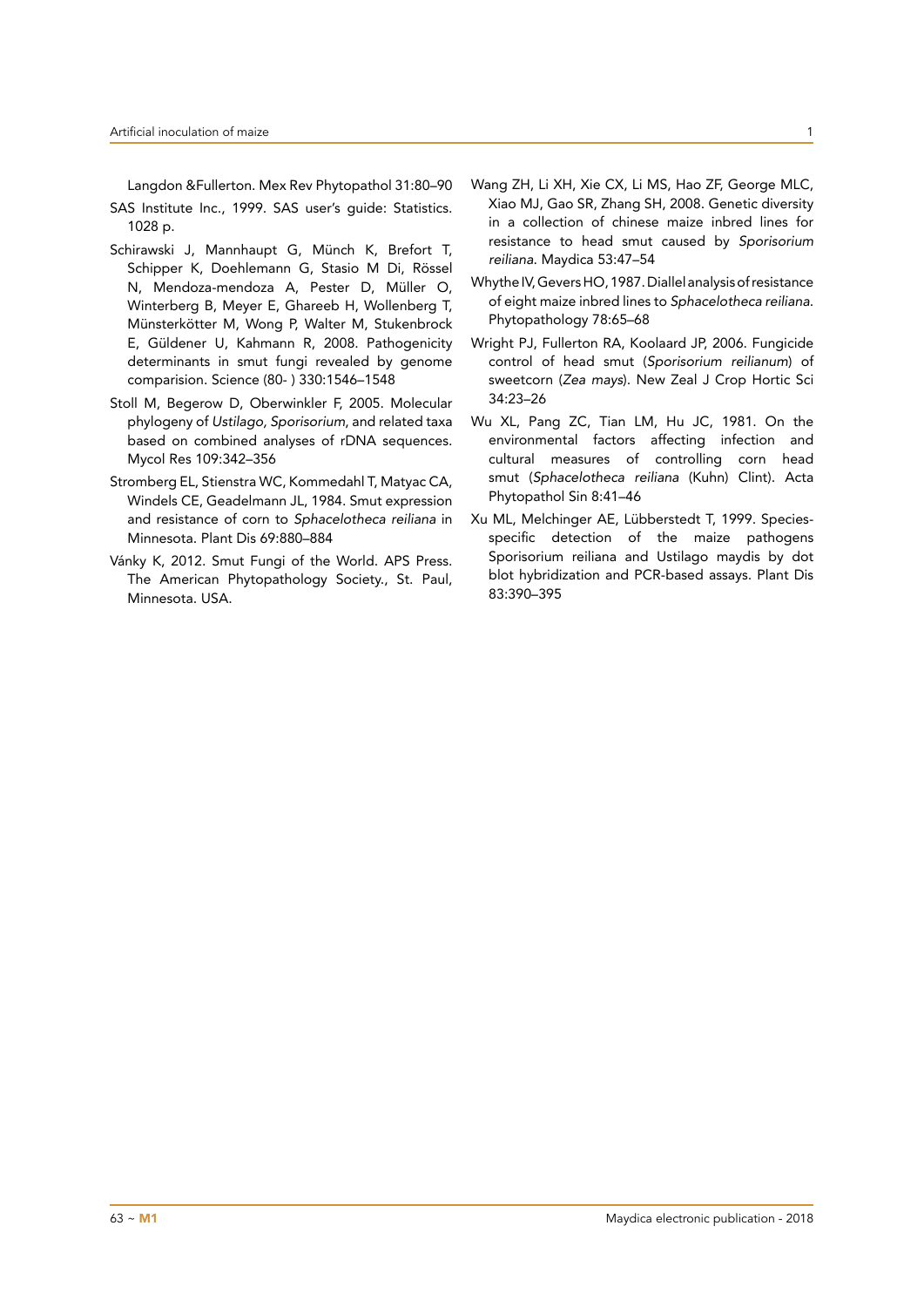Langdon &Fullerton. Mex Rev Phytopathol 31:80–90

SAS Institute Inc., 1999. SAS user's guide: Statistics. 1028 p.

Schirawski J, Mannhaupt G, Münch K, Brefort T, Schipper K, Doehlemann G, Stasio M Di, Rössel N, Mendoza-mendoza A, Pester D, Müller O, Winterberg B, Meyer E, Ghareeb H, Wollenberg T, Münsterkötter M, Wong P, Walter M, Stukenbrock E, Güldener U, Kahmann R, 2008. Pathogenicity determinants in smut fungi revealed by genome comparision. Science (80- ) 330:1546–1548

Stoll M, Begerow D, Oberwinkler F, 2005. Molecular phylogeny of *Ustilago*, *Sporisorium*, and related taxa based on combined analyses of rDNA sequences. Mycol Res 109:342–356

Stromberg EL, Stienstra WC, Kommedahl T, Matyac CA, Windels CE, Geadelmann JL, 1984. Smut expression and resistance of corn to *Sphacelotheca reiliana* in Minnesota. Plant Dis 69:880–884

Vánky K, 2012. Smut Fungi of the World. APS Press. The American Phytopathology Society., St. Paul, Minnesota. USA.

Wang ZH, Li XH, Xie CX, Li MS, Hao ZF, George MLC, Xiao MJ, Gao SR, Zhang SH, 2008. Genetic diversity in a collection of chinese maize inbred lines for resistance to head smut caused by *Sporisorium reiliana*. Maydica 53:47–54

Whythe IV, Gevers HO, 1987. Diallel analysis of resistance of eight maize inbred lines to *Sphacelotheca reiliana*. Phytopathology 78:65–68

Wright PJ, Fullerton RA, Koolaard JP, 2006. Fungicide control of head smut (*Sporisorium reilianum*) of sweetcorn (*Zea mays*). New Zeal J Crop Hortic Sci 34:23–26

Wu XL, Pang ZC, Tian LM, Hu JC, 1981. On the environmental factors affecting infection and cultural measures of controlling corn head smut (*Sphacelotheca reiliana* (Kuhn) Clint). Acta Phytopathol Sin 8:41–46

Xu ML, Melchinger AE, Lübberstedt T, 1999. Species-specific detection of the maize pathogens Sporisorium reiliana and Ustilago maydis by dot blot hybridization and PCR-based assays. Plant Dis 83:390–395